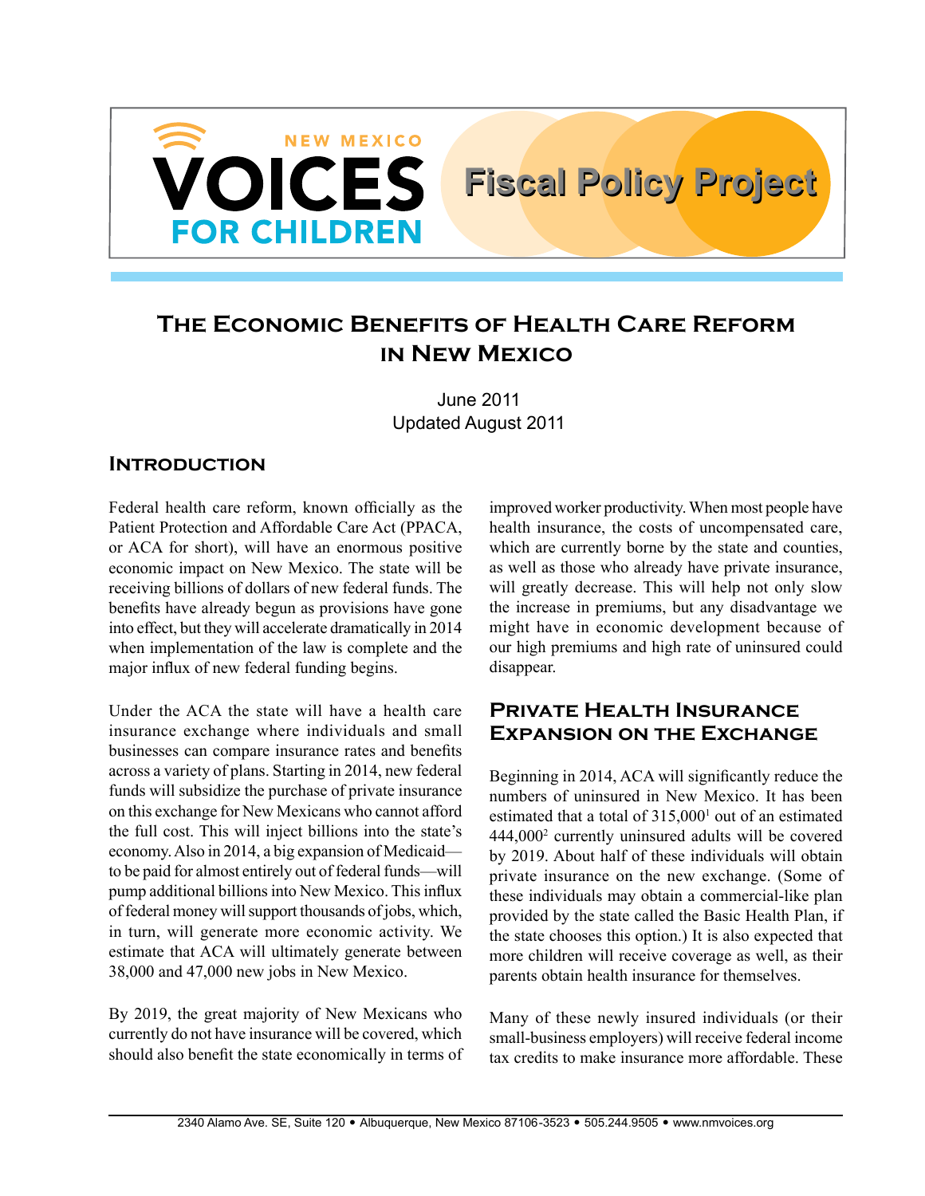NEW MEXICO **VOICES** FOR CHILDREN

**Fiscal Policy Project**

# The Economic Benefits of Health Care Reform in New Mexico

June 2011
Updated August 2011

## Introduction

Federal health care reform, known officially as the Patient Protection and Affordable Care Act (PPACA, or ACA for short), will have an enormous positive economic impact on New Mexico. The state will be receiving billions of dollars of new federal funds. The benefits have already begun as provisions have gone into effect, but they will accelerate dramatically in 2014 when implementation of the law is complete and the major influx of new federal funding begins.

Under the ACA the state will have a health care insurance exchange where individuals and small businesses can compare insurance rates and benefits across a variety of plans. Starting in 2014, new federal funds will subsidize the purchase of private insurance on this exchange for New Mexicans who cannot afford the full cost. This will inject billions into the state's economy. Also in 2014, a big expansion of Medicaid—to be paid for almost entirely out of federal funds—will pump additional billions into New Mexico. This influx of federal money will support thousands of jobs, which, in turn, will generate more economic activity. We estimate that ACA will ultimately generate between 38,000 and 47,000 new jobs in New Mexico.

By 2019, the great majority of New Mexicans who currently do not have insurance will be covered, which should also benefit the state economically in terms of improved worker productivity. When most people have health insurance, the costs of uncompensated care, which are currently borne by the state and counties, as well as those who already have private insurance, will greatly decrease. This will help not only slow the increase in premiums, but any disadvantage we might have in economic development because of our high premiums and high rate of uninsured could disappear.

## Private Health Insurance Expansion on the Exchange

Beginning in 2014, ACA will significantly reduce the numbers of uninsured in New Mexico. It has been estimated that a total of 315,000[1] out of an estimated 444,000[2] currently uninsured adults will be covered by 2019. About half of these individuals will obtain private insurance on the new exchange. (Some of these individuals may obtain a commercial-like plan provided by the state called the Basic Health Plan, if the state chooses this option.) It is also expected that more children will receive coverage as well, as their parents obtain health insurance for themselves.

Many of these newly insured individuals (or their small-business employers) will receive federal income tax credits to make insurance more affordable. These

2340 Alamo Ave. SE, Suite 120 • Albuquerque, New Mexico 87106-3523 • 505.244.9505 • www.nmvoices.org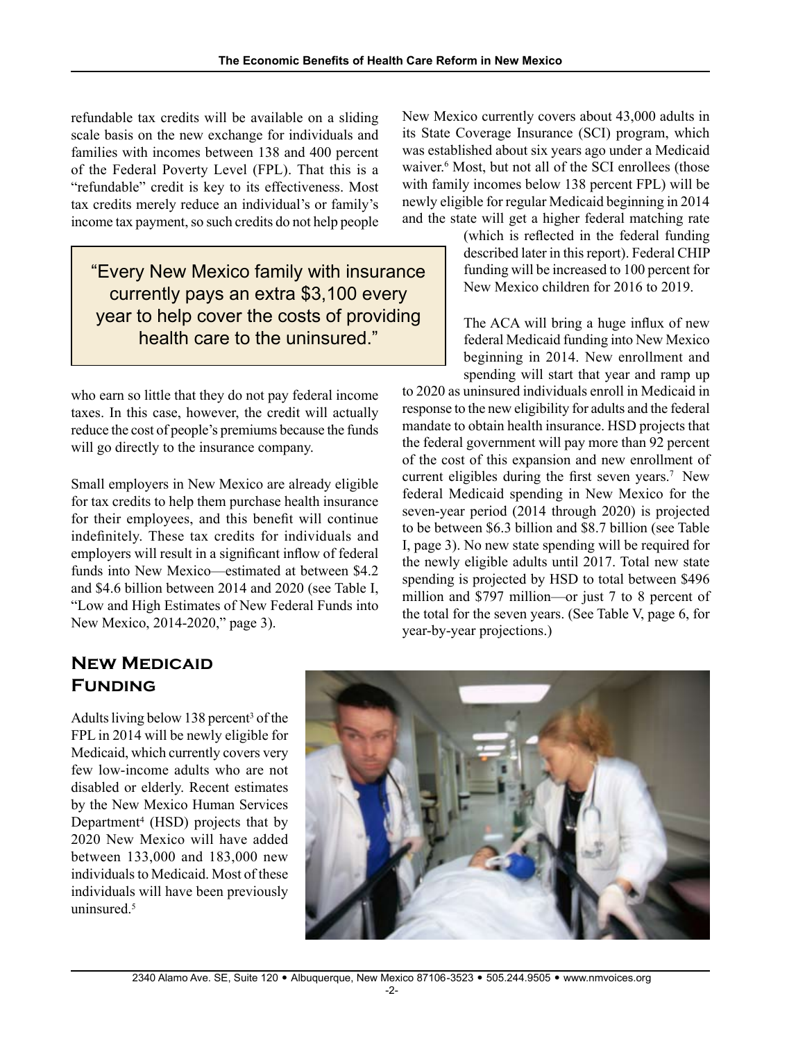refundable tax credits will be available on a sliding scale basis on the new exchange for individuals and families with incomes between 138 and 400 percent of the Federal Poverty Level (FPL). That this is a "refundable" credit is key to its effectiveness. Most tax credits merely reduce an individual's or family's income tax payment, so such credits do not help people who earn so little that they do not pay federal income taxes. In this case, however, the credit will actually reduce the cost of people's premiums because the funds will go directly to the insurance company.

> "Every New Mexico family with insurance currently pays an extra $3,100 every year to help cover the costs of providing health care to the uninsured."

Small employers in New Mexico are already eligible for tax credits to help them purchase health insurance for their employees, and this benefit will continue indefinitely. These tax credits for individuals and employers will result in a significant inflow of federal funds into New Mexico—estimated at between $4.2 and $4.6 billion between 2014 and 2020 (see Table I, "Low and High Estimates of New Federal Funds into New Mexico, 2014-2020," page 3).

## New Medicaid Funding

Adults living below 138 percent[3] of the FPL in 2014 will be newly eligible for Medicaid, which currently covers very few low-income adults who are not disabled or elderly. Recent estimates by the New Mexico Human Services Department[4] (HSD) projects that by 2020 New Mexico will have added between 133,000 and 183,000 new individuals to Medicaid. Most of these individuals will have been previously uninsured.[5]

New Mexico currently covers about 43,000 adults in its State Coverage Insurance (SCI) program, which was established about six years ago under a Medicaid waiver.[6] Most, but not all of the SCI enrollees (those with family incomes below 138 percent FPL) will be newly eligible for regular Medicaid beginning in 2014 and the state will get a higher federal matching rate (which is reflected in the federal funding described later in this report). Federal CHIP funding will be increased to 100 percent for New Mexico children for 2016 to 2019.

The ACA will bring a huge influx of new federal Medicaid funding into New Mexico beginning in 2014. New enrollment and spending will start that year and ramp up to 2020 as uninsured individuals enroll in Medicaid in response to the new eligibility for adults and the federal mandate to obtain health insurance. HSD projects that the federal government will pay more than 92 percent of the cost of this expansion and new enrollment of current eligibles during the first seven years.[7] New federal Medicaid spending in New Mexico for the seven-year period (2014 through 2020) is projected to be between $6.3 billion and $8.7 billion (see Table I, page 3). No new state spending will be required for the newly eligible adults until 2017. Total new state spending is projected by HSD to total between $496 million and $797 million—or just 7 to 8 percent of the total for the seven years. (See Table V, page 6, for year-by-year projections.)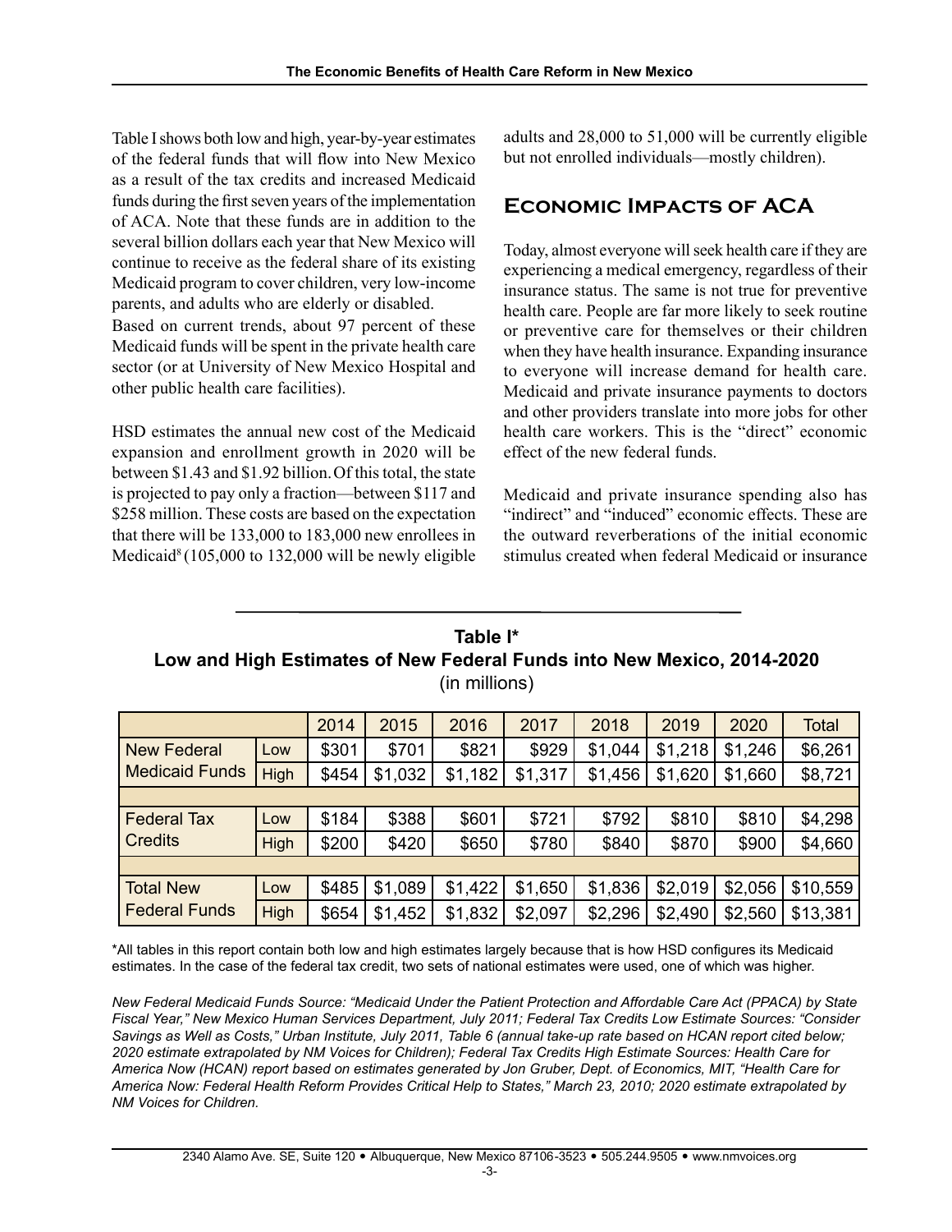Table I shows both low and high, year-by-year estimates of the federal funds that will flow into New Mexico as a result of the tax credits and increased Medicaid funds during the first seven years of the implementation of ACA. Note that these funds are in addition to the several billion dollars each year that New Mexico will continue to receive as the federal share of its existing Medicaid program to cover children, very low-income parents, and adults who are elderly or disabled.

Based on current trends, about 97 percent of these Medicaid funds will be spent in the private health care sector (or at University of New Mexico Hospital and other public health care facilities).

HSD estimates the annual new cost of the Medicaid expansion and enrollment growth in 2020 will be between $1.43 and $1.92 billion. Of this total, the state is projected to pay only a fraction—between $117 and $258 million. These costs are based on the expectation that there will be 133,000 to 183,000 new enrollees in Medicaid[8] (105,000 to 132,000 will be newly eligible adults and 28,000 to 51,000 will be currently eligible but not enrolled individuals—mostly children).

## Economic Impacts of ACA

Today, almost everyone will seek health care if they are experiencing a medical emergency, regardless of their insurance status. The same is not true for preventive health care. People are far more likely to seek routine or preventive care for themselves or their children when they have health insurance. Expanding insurance to everyone will increase demand for health care. Medicaid and private insurance payments to doctors and other providers translate into more jobs for other health care workers. This is the "direct" economic effect of the new federal funds.

Medicaid and private insurance spending also has "indirect" and "induced" economic effects. These are the outward reverberations of the initial economic stimulus created when federal Medicaid or insurance

**Table I***
**Low and High Estimates of New Federal Funds into New Mexico, 2014-2020**
(in millions)

| | | 2014 | 2015 | 2016 | 2017 | 2018 | 2019 | 2020 | Total |
|---|---|---|---|---|---|---|---|---|---|
| New Federal Medicaid Funds | Low | $301 | $701 | $821 | $929 | $1,044 | $1,218 | $1,246 | $6,261 |
| | High | $454 | $1,032 | $1,182 | $1,317 | $1,456 | $1,620 | $1,660 | $8,721 |
| | | | | | | | | | |
| Federal Tax Credits | Low | $184 | $388 | $601 | $721 | $792 | $810 | $810 | $4,298 |
| | High | $200 | $420 | $650 | $780 | $840 | $870 | $900 | $4,660 |
| | | | | | | | | | |
| Total New Federal Funds | Low | $485 | $1,089 | $1,422 | $1,650 | $1,836 | $2,019 | $2,056 | $10,559 |
| | High | $654 | $1,452 | $1,832 | $2,097 | $2,296 | $2,490 | $2,560 | $13,381 |

*All tables in this report contain both low and high estimates largely because that is how HSD configures its Medicaid estimates. In the case of the federal tax credit, two sets of national estimates were used, one of which was higher.

*New Federal Medicaid Funds Source: "Medicaid Under the Patient Protection and Affordable Care Act (PPACA) by State Fiscal Year," New Mexico Human Services Department, July 2011; Federal Tax Credits Low Estimate Sources: "Consider Savings as Well as Costs," Urban Institute, July 2011, Table 6 (annual take-up rate based on HCAN report cited below; 2020 estimate extrapolated by NM Voices for Children); Federal Tax Credits High Estimate Sources: Health Care for America Now (HCAN) report based on estimates generated by Jon Gruber, Dept. of Economics, MIT, "Health Care for America Now: Federal Health Reform Provides Critical Help to States," March 23, 2010; 2020 estimate extrapolated by NM Voices for Children.*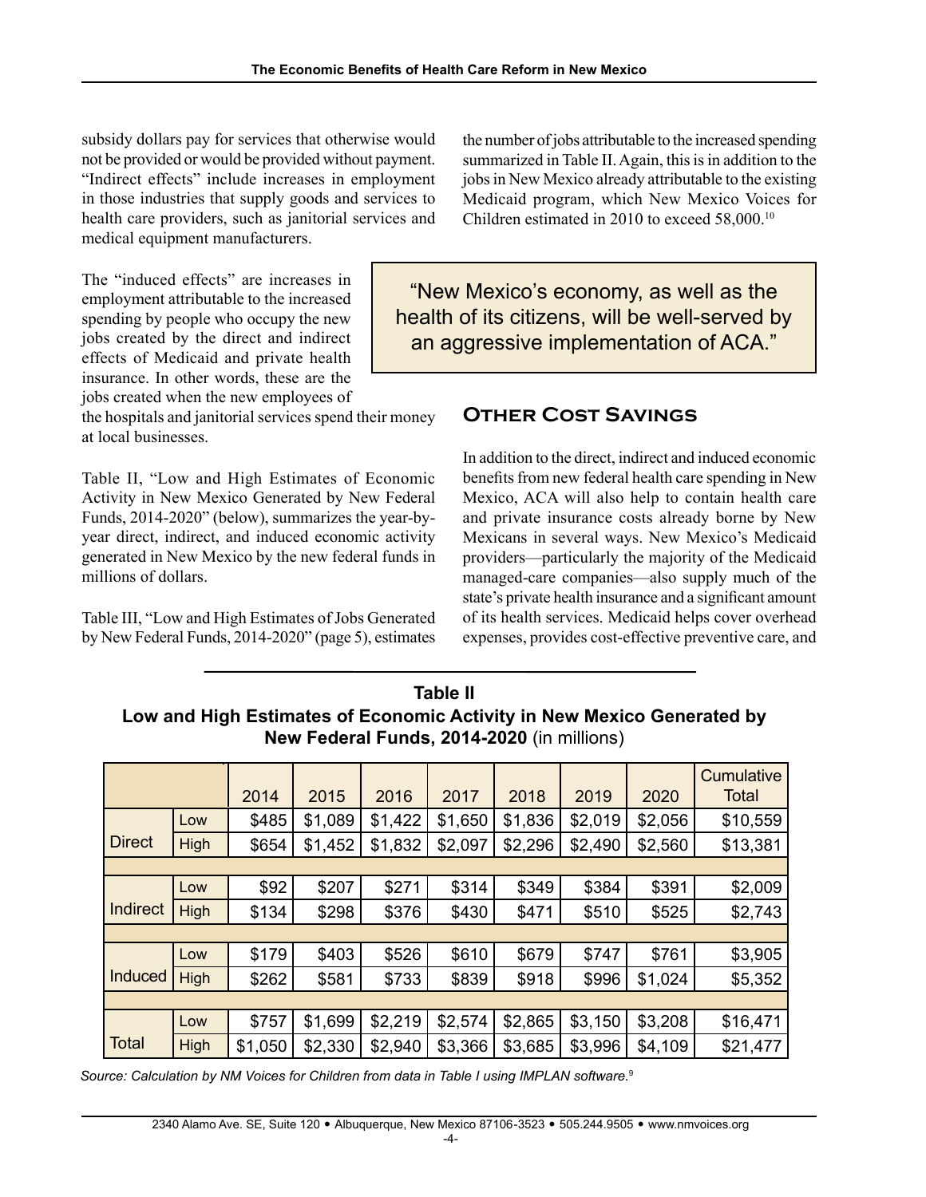subsidy dollars pay for services that otherwise would not be provided or would be provided without payment. "Indirect effects" include increases in employment in those industries that supply goods and services to health care providers, such as janitorial services and medical equipment manufacturers.

The "induced effects" are increases in employment attributable to the increased spending by people who occupy the new jobs created by the direct and indirect effects of Medicaid and private health insurance. In other words, these are the jobs created when the new employees of the hospitals and janitorial services spend their money at local businesses.

Table II, "Low and High Estimates of Economic Activity in New Mexico Generated by New Federal Funds, 2014-2020" (below), summarizes the year-by-year direct, indirect, and induced economic activity generated in New Mexico by the new federal funds in millions of dollars.

Table III, "Low and High Estimates of Jobs Generated by New Federal Funds, 2014-2020" (page 5), estimates the number of jobs attributable to the increased spending summarized in Table II. Again, this is in addition to the jobs in New Mexico already attributable to the existing Medicaid program, which New Mexico Voices for Children estimated in 2010 to exceed 58,000.[10]

> "New Mexico's economy, as well as the health of its citizens, will be well-served by an aggressive implementation of ACA."

## Other Cost Savings

In addition to the direct, indirect and induced economic benefits from new federal health care spending in New Mexico, ACA will also help to contain health care and private insurance costs already borne by New Mexicans in several ways. New Mexico's Medicaid providers—particularly the majority of the Medicaid managed-care companies—also supply much of the state's private health insurance and a significant amount of its health services. Medicaid helps cover overhead expenses, provides cost-effective preventive care, and

**Table II**
**Low and High Estimates of Economic Activity in New Mexico Generated by New Federal Funds, 2014-2020** (in millions)

| | | 2014 | 2015 | 2016 | 2017 | 2018 | 2019 | 2020 | Cumulative Total |
|---|---|---|---|---|---|---|---|---|---|
| Direct | Low | $485 | $1,089 | $1,422 | $1,650 | $1,836 | $2,019 | $2,056 | $10,559 |
| | High | $654 | $1,452 | $1,832 | $2,097 | $2,296 | $2,490 | $2,560 | $13,381 |
| Indirect | Low | $92 | $207 | $271 | $314 | $349 | $384 | $391 | $2,009 |
| | High | $134 | $298 | $376 | $430 | $471 | $510 | $525 | $2,743 |
| Induced | Low | $179 | $403 | $526 | $610 | $679 | $747 | $761 | $3,905 |
| | High | $262 | $581 | $733 | $839 | $918 | $996 | $1,024 | $5,352 |
| Total | Low | $757 | $1,699 | $2,219 | $2,574 | $2,865 | $3,150 | $3,208 | $16,471 |
| | High | $1,050 | $2,330 | $2,940 | $3,366 | $3,685 | $3,996 | $4,109 | $21,477 |

*Source: Calculation by NM Voices for Children from data in Table I using IMPLAN software.*[9]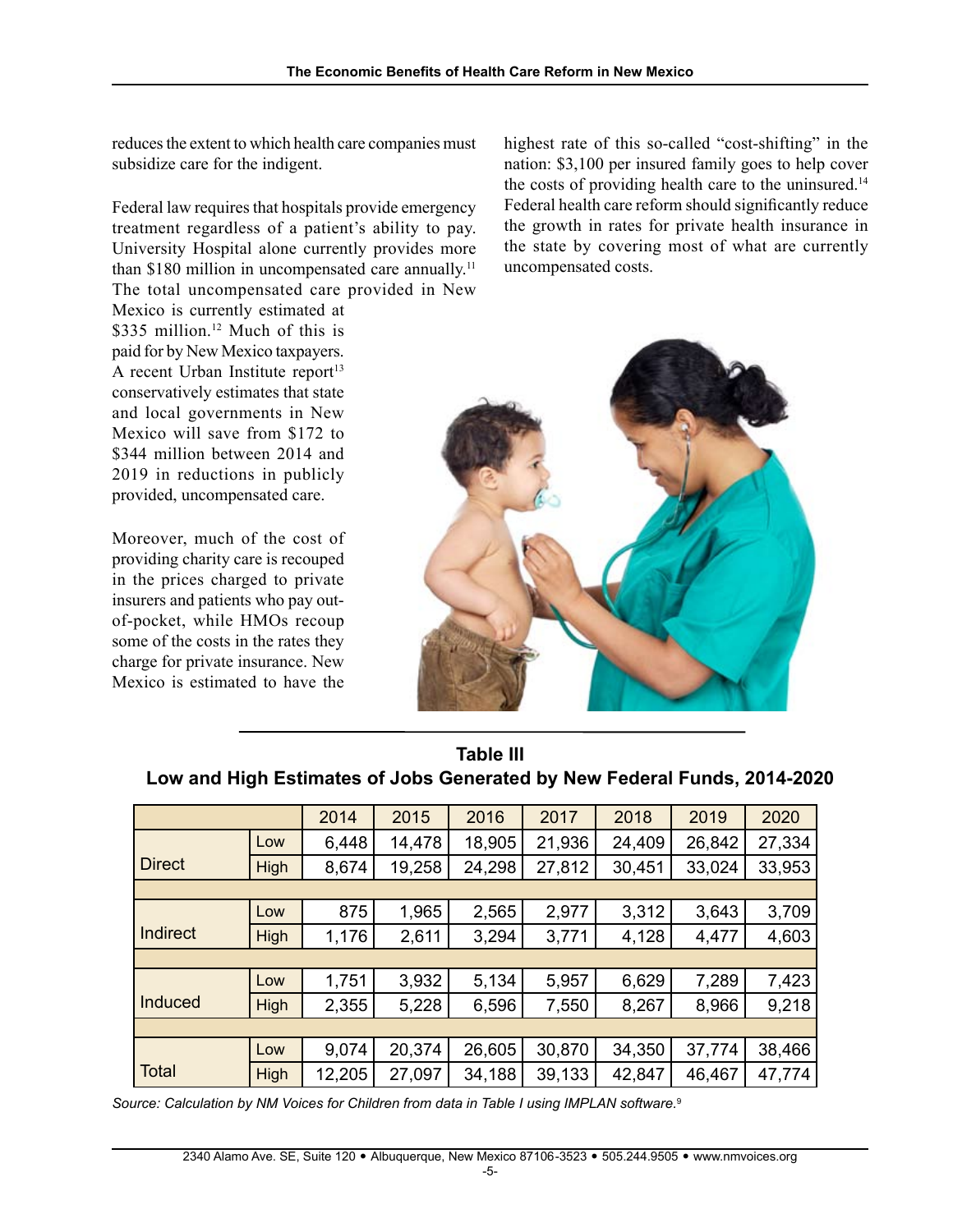reduces the extent to which health care companies must subsidize care for the indigent.

Federal law requires that hospitals provide emergency treatment regardless of a patient's ability to pay. University Hospital alone currently provides more than $180 million in uncompensated care annually.[11] The total uncompensated care provided in New Mexico is currently estimated at $335 million.[12] Much of this is paid for by New Mexico taxpayers. A recent Urban Institute report[13] conservatively estimates that state and local governments in New Mexico will save from $172 to $344 million between 2014 and 2019 in reductions in publicly provided, uncompensated care.

Moreover, much of the cost of providing charity care is recouped in the prices charged to private insurers and patients who pay out-of-pocket, while HMOs recoup some of the costs in the rates they charge for private insurance. New Mexico is estimated to have the highest rate of this so-called "cost-shifting" in the nation: $3,100 per insured family goes to help cover the costs of providing health care to the uninsured.[14] Federal health care reform should significantly reduce the growth in rates for private health insurance in the state by covering most of what are currently uncompensated costs.

**Table III**
**Low and High Estimates of Jobs Generated by New Federal Funds, 2014-2020**

| | | 2014 | 2015 | 2016 | 2017 | 2018 | 2019 | 2020 |
|---|---|---|---|---|---|---|---|---|
| Direct | Low | 6,448 | 14,478 | 18,905 | 21,936 | 24,409 | 26,842 | 27,334 |
| | High | 8,674 | 19,258 | 24,298 | 27,812 | 30,451 | 33,024 | 33,953 |
| Indirect | Low | 875 | 1,965 | 2,565 | 2,977 | 3,312 | 3,643 | 3,709 |
| | High | 1,176 | 2,611 | 3,294 | 3,771 | 4,128 | 4,477 | 4,603 |
| Induced | Low | 1,751 | 3,932 | 5,134 | 5,957 | 6,629 | 7,289 | 7,423 |
| | High | 2,355 | 5,228 | 6,596 | 7,550 | 8,267 | 8,966 | 9,218 |
| Total | Low | 9,074 | 20,374 | 26,605 | 30,870 | 34,350 | 37,774 | 38,466 |
| | High | 12,205 | 27,097 | 34,188 | 39,133 | 42,847 | 46,467 | 47,774 |

*Source: Calculation by NM Voices for Children from data in Table I using IMPLAN software.*[9]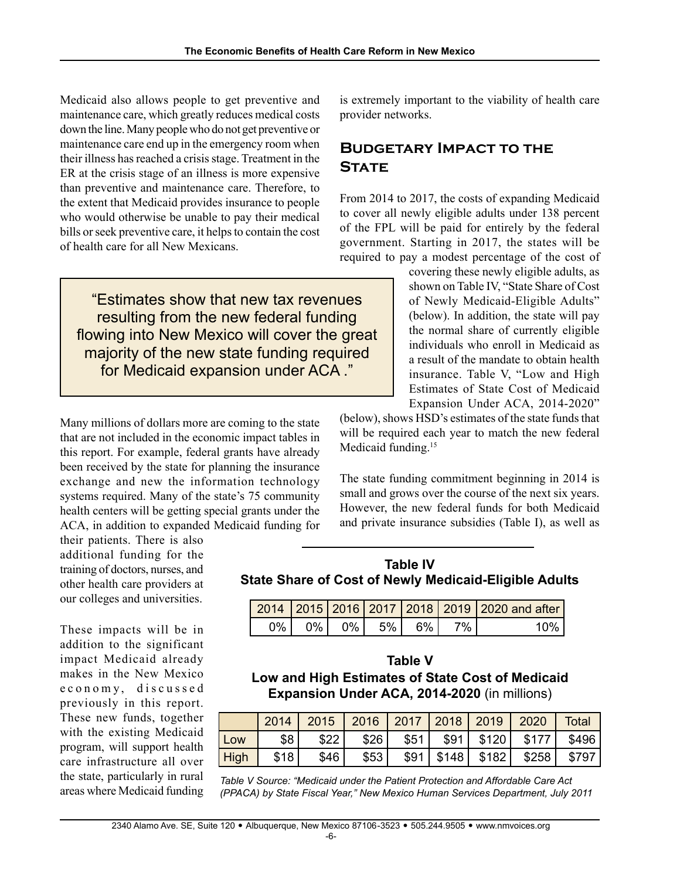Medicaid also allows people to get preventive and maintenance care, which greatly reduces medical costs down the line. Many people who do not get preventive or maintenance care end up in the emergency room when their illness has reached a crisis stage. Treatment in the ER at the crisis stage of an illness is more expensive than preventive and maintenance care. Therefore, to the extent that Medicaid provides insurance to people who would otherwise be unable to pay their medical bills or seek preventive care, it helps to contain the cost of health care for all New Mexicans.

> "Estimates show that new tax revenues resulting from the new federal funding flowing into New Mexico will cover the great majority of the new state funding required for Medicaid expansion under ACA ."

Many millions of dollars more are coming to the state that are not included in the economic impact tables in this report. For example, federal grants have already been received by the state for planning the insurance exchange and new the information technology systems required. Many of the state's 75 community health centers will be getting special grants under the ACA, in addition to expanded Medicaid funding for their patients. There is also additional funding for the training of doctors, nurses, and other health care providers at our colleges and universities.

These impacts will be in addition to the significant impact Medicaid already makes in the New Mexico economy, discussed previously in this report. These new funds, together with the existing Medicaid program, will support health care infrastructure all over the state, particularly in rural areas where Medicaid funding is extremely important to the viability of health care provider networks.

## Budgetary Impact to the State

From 2014 to 2017, the costs of expanding Medicaid to cover all newly eligible adults under 138 percent of the FPL will be paid for entirely by the federal government. Starting in 2017, the states will be required to pay a modest percentage of the cost of covering these newly eligible adults, as shown on Table IV, "State Share of Cost of Newly Medicaid-Eligible Adults" (below). In addition, the state will pay the normal share of currently eligible individuals who enroll in Medicaid as a result of the mandate to obtain health insurance. Table V, "Low and High Estimates of State Cost of Medicaid Expansion Under ACA, 2014-2020" (below), shows HSD's estimates of the state funds that will be required each year to match the new federal Medicaid funding.[15]

The state funding commitment beginning in 2014 is small and grows over the course of the next six years. However, the new federal funds for both Medicaid and private insurance subsidies (Table I), as well as

**Table IV**
**State Share of Cost of Newly Medicaid-Eligible Adults**

| 2014 | 2015 | 2016 | 2017 | 2018 | 2019 | 2020 and after |
|---|---|---|---|---|---|---|
| 0% | 0% | 0% | 5% | 6% | 7% | 10% |

**Table V**
**Low and High Estimates of State Cost of Medicaid Expansion Under ACA, 2014-2020** (in millions)

| | 2014 | 2015 | 2016 | 2017 | 2018 | 2019 | 2020 | Total |
|---|---|---|---|---|---|---|---|---|
| Low | $8 | $22 | $26 | $51 | $91 | $120 | $177 | $496 |
| High | $18 | $46 | $53 | $91 | $148 | $182 | $258 | $797 |

*Table V Source: "Medicaid under the Patient Protection and Affordable Care Act (PPACA) by State Fiscal Year," New Mexico Human Services Department, July 2011*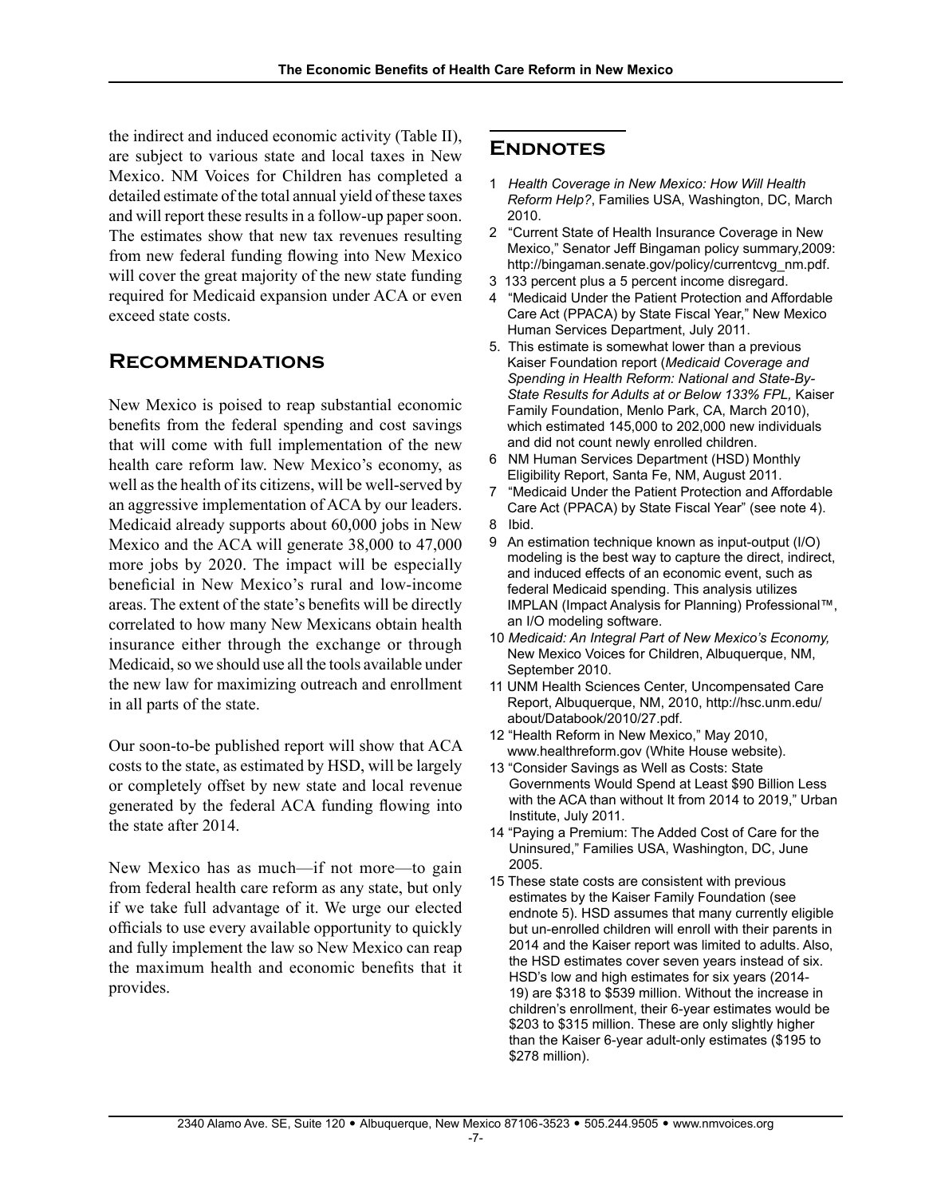the indirect and induced economic activity (Table II), are subject to various state and local taxes in New Mexico. NM Voices for Children has completed a detailed estimate of the total annual yield of these taxes and will report these results in a follow-up paper soon. The estimates show that new tax revenues resulting from new federal funding flowing into New Mexico will cover the great majority of the new state funding required for Medicaid expansion under ACA or even exceed state costs.

## Recommendations

New Mexico is poised to reap substantial economic benefits from the federal spending and cost savings that will come with full implementation of the new health care reform law. New Mexico's economy, as well as the health of its citizens, will be well-served by an aggressive implementation of ACA by our leaders. Medicaid already supports about 60,000 jobs in New Mexico and the ACA will generate 38,000 to 47,000 more jobs by 2020. The impact will be especially beneficial in New Mexico's rural and low-income areas. The extent of the state's benefits will be directly correlated to how many New Mexicans obtain health insurance either through the exchange or through Medicaid, so we should use all the tools available under the new law for maximizing outreach and enrollment in all parts of the state.

Our soon-to-be published report will show that ACA costs to the state, as estimated by HSD, will be largely or completely offset by new state and local revenue generated by the federal ACA funding flowing into the state after 2014.

New Mexico has as much—if not more—to gain from federal health care reform as any state, but only if we take full advantage of it. We urge our elected officials to use every available opportunity to quickly and fully implement the law so New Mexico can reap the maximum health and economic benefits that it provides.

## Endnotes

1 *Health Coverage in New Mexico: How Will Health Reform Help?*, Families USA, Washington, DC, March 2010.

2 "Current State of Health Insurance Coverage in New Mexico," Senator Jeff Bingaman policy summary,2009: http://bingaman.senate.gov/policy/currentcvg_nm.pdf.

3 133 percent plus a 5 percent income disregard.

4 "Medicaid Under the Patient Protection and Affordable Care Act (PPACA) by State Fiscal Year," New Mexico Human Services Department, July 2011.

5. This estimate is somewhat lower than a previous Kaiser Foundation report (*Medicaid Coverage and Spending in Health Reform: National and State-By-State Results for Adults at or Below 133% FPL,* Kaiser Family Foundation, Menlo Park, CA, March 2010), which estimated 145,000 to 202,000 new individuals and did not count newly enrolled children.

6 NM Human Services Department (HSD) Monthly Eligibility Report, Santa Fe, NM, August 2011.

7 "Medicaid Under the Patient Protection and Affordable Care Act (PPACA) by State Fiscal Year" (see note 4).

8 Ibid.

9 An estimation technique known as input-output (I/O) modeling is the best way to capture the direct, indirect, and induced effects of an economic event, such as federal Medicaid spending. This analysis utilizes IMPLAN (Impact Analysis for Planning) Professional™, an I/O modeling software.

10 *Medicaid: An Integral Part of New Mexico's Economy,* New Mexico Voices for Children, Albuquerque, NM, September 2010.

11 UNM Health Sciences Center, Uncompensated Care Report, Albuquerque, NM, 2010, http://hsc.unm.edu/about/Databook/2010/27.pdf.

12 "Health Reform in New Mexico," May 2010, www.healthreform.gov (White House website).

13 "Consider Savings as Well as Costs: State Governments Would Spend at Least $90 Billion Less with the ACA than without It from 2014 to 2019," Urban Institute, July 2011.

14 "Paying a Premium: The Added Cost of Care for the Uninsured," Families USA, Washington, DC, June 2005.

15 These state costs are consistent with previous estimates by the Kaiser Family Foundation (see endnote 5). HSD assumes that many currently eligible but un-enrolled children will enroll with their parents in 2014 and the Kaiser report was limited to adults. Also, the HSD estimates cover seven years instead of six. HSD's low and high estimates for six years (2014-19) are $318 to $539 million. Without the increase in children's enrollment, their 6-year estimates would be $203 to $315 million. These are only slightly higher than the Kaiser 6-year adult-only estimates ($195 to $278 million).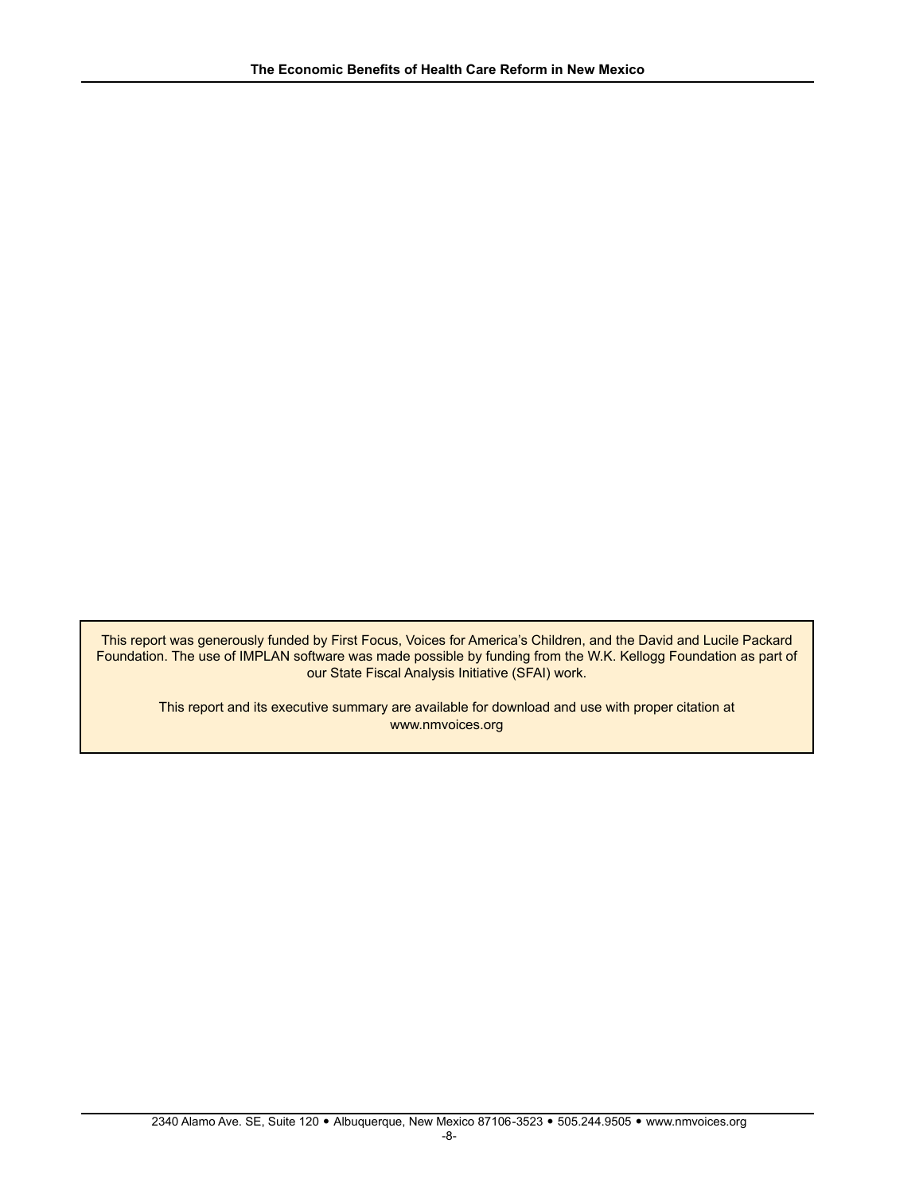This report was generously funded by First Focus, Voices for America's Children, and the David and Lucile Packard Foundation. The use of IMPLAN software was made possible by funding from the W.K. Kellogg Foundation as part of our State Fiscal Analysis Initiative (SFAI) work.

This report and its executive summary are available for download and use with proper citation at www.nmvoices.org